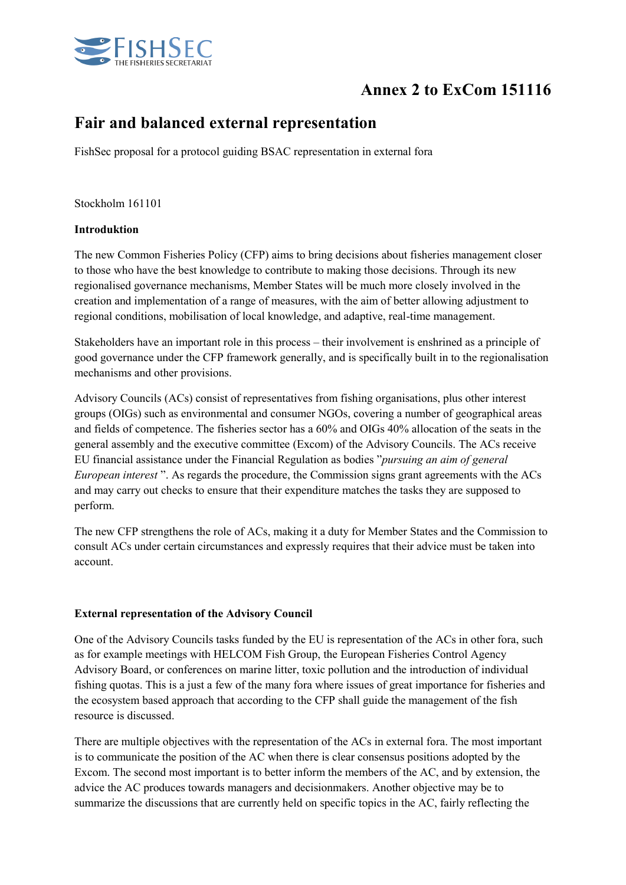# Annex 2 to ExCom 151116

## Fair and balanced external representation

FishSec proposal for a protocol guiding BSAC representation in external fora

Stockholm 161101

**Introduktion**

The new Common Fisheries Policy (CFP) aims to bring decisions about fisheries management closer to those who have the best knowledge to contribute to making those decisions. Through its new regionalised governance mechanisms, Member States will be much more closely involved in the creation and implementation of a range of measures, with the aim of better allowing adjustment to regional conditions, mobilisation of local knowledge, and adaptive, real-time management.

Stakeholders have an important role in this process – their involvement is enshrined as a principle of good governance under the CFP framework generally, and is specifically built in to the regionalisation mechanisms and other provisions.

Advisory Councils (ACs) consist of representatives from fishing organisations, plus other interest groups (OIGs) such as environmental and consumer NGOs, covering a number of geographical areas and fields of competence. The fisheries sector has a 60% and OIGs 40% allocation of the seats in the general assembly and the executive committee (Excom) of the Advisory Councils. The ACs receive EU financial assistance under the Financial Regulation as bodies "*pursuing an aim of general European interest* ". As regards the procedure, the Commission signs grant agreements with the ACs and may carry out checks to ensure that their expenditure matches the tasks they are supposed to perform.

The new CFP strengthens the role of ACs, making it a duty for Member States and the Commission to consult ACs under certain circumstances and expressly requires that their advice must be taken into account.

**External representation of the Advisory Council**

One of the Advisory Councils tasks funded by the EU is representation of the ACs in other fora, such as for example meetings with HELCOM Fish Group, the European Fisheries Control Agency Advisory Board, or conferences on marine litter, toxic pollution and the introduction of individual fishing quotas. This is a just a few of the many fora where issues of great importance for fisheries and the ecosystem based approach that according to the CFP shall guide the management of the fish resource is discussed.

There are multiple objectives with the representation of the ACs in external fora. The most important is to communicate the position of the AC when there is clear consensus positions adopted by the Excom. The second most important is to better inform the members of the AC, and by extension, the advice the AC produces towards managers and decisionmakers. Another objective may be to summarize the discussions that are currently held on specific topics in the AC, fairly reflecting the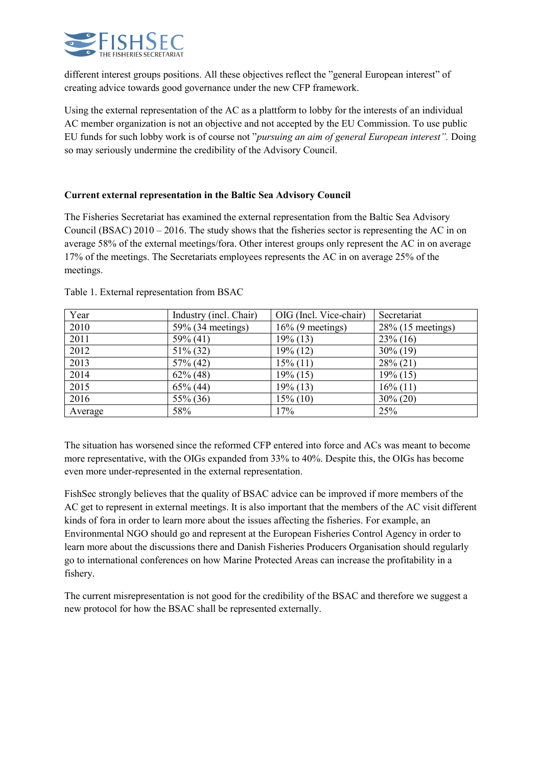different interest groups positions. All these objectives reflect the "general European interest" of creating advice towards good governance under the new CFP framework.

Using the external representation of the AC as a plattform to lobby for the interests of an individual AC member organization is not an objective and not accepted by the EU Commission. To use public EU funds for such lobby work is of course not "*pursuing an aim of general European interest".* Doing so may seriously undermine the credibility of the Advisory Council.

**Current external representation in the Baltic Sea Advisory Council**

The Fisheries Secretariat has examined the external representation from the Baltic Sea Advisory Council (BSAC) 2010 – 2016. The study shows that the fisheries sector is representing the AC in on average 58% of the external meetings/fora. Other interest groups only represent the AC in on average 17% of the meetings. The Secretariats employees represents the AC in on average 25% of the meetings.

Table 1. External representation from BSAC

| Year | Industry (incl. Chair) | OIG (Incl. Vice-chair) | Secretariat |
|---|---|---|---|
| 2010 | 59% (34 meetings) | 16% (9 meetings) | 28% (15 meetings) |
| 2011 | 59% (41) | 19% (13) | 23% (16) |
| 2012 | 51% (32) | 19% (12) | 30% (19) |
| 2013 | 57% (42) | 15% (11) | 28% (21) |
| 2014 | 62% (48) | 19% (15) | 19% (15) |
| 2015 | 65% (44) | 19% (13) | 16% (11) |
| 2016 | 55% (36) | 15% (10) | 30% (20) |
| Average | 58% | 17% | 25% |

The situation has worsened since the reformed CFP entered into force and ACs was meant to become more representative, with the OIGs expanded from 33% to 40%. Despite this, the OIGs has become even more under-represented in the external representation.

FishSec strongly believes that the quality of BSAC advice can be improved if more members of the AC get to represent in external meetings. It is also important that the members of the AC visit different kinds of fora in order to learn more about the issues affecting the fisheries. For example, an Environmental NGO should go and represent at the European Fisheries Control Agency in order to learn more about the discussions there and Danish Fisheries Producers Organisation should regularly go to international conferences on how Marine Protected Areas can increase the profitability in a fishery.

The current misrepresentation is not good for the credibility of the BSAC and therefore we suggest a new protocol for how the BSAC shall be represented externally.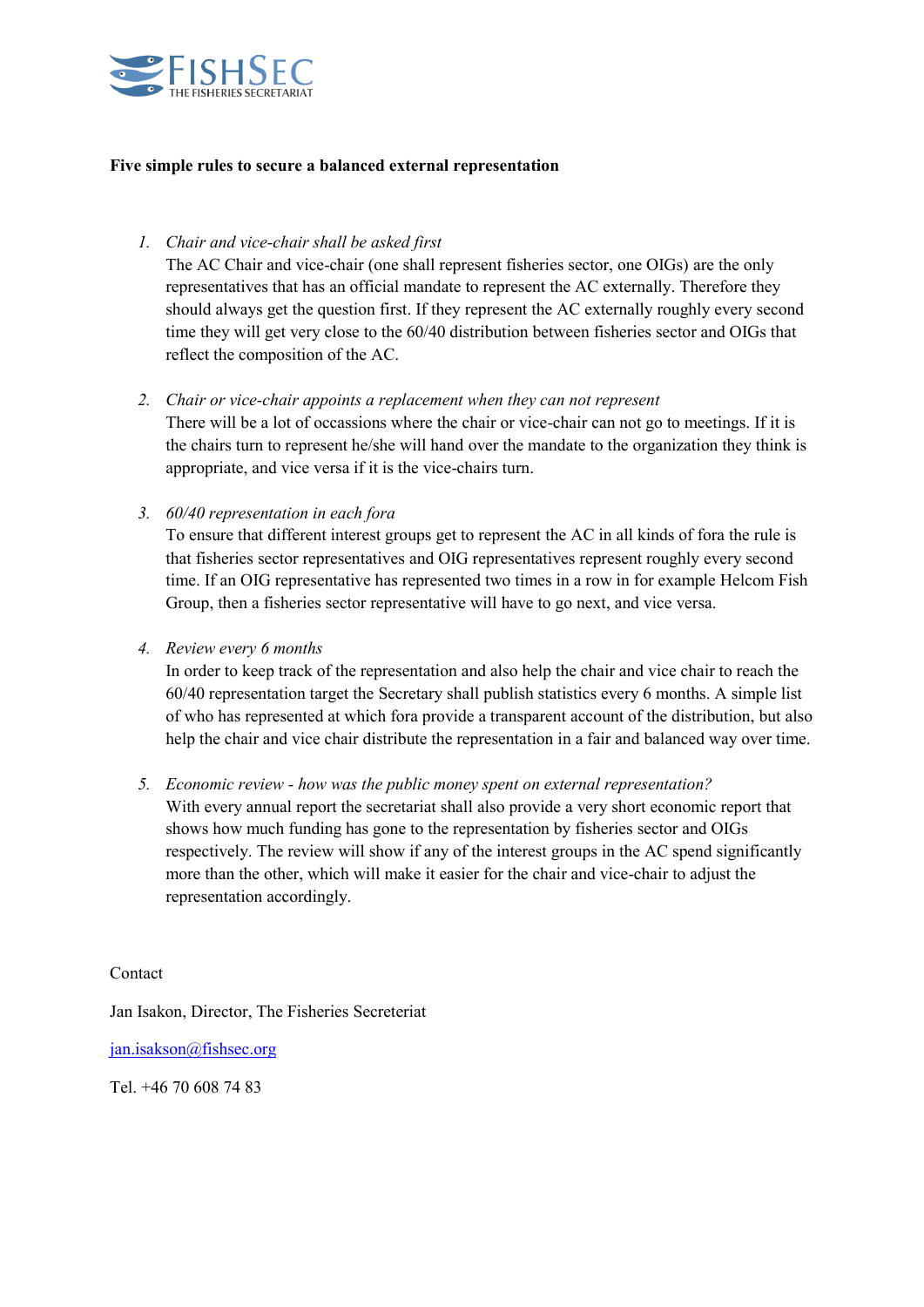FISHSEC
THE FISHERIES SECRETARIAT

**Five simple rules to secure a balanced external representation**

1. *Chair and vice-chair shall be asked first*
   The AC Chair and vice-chair (one shall represent fisheries sector, one OIGs) are the only representatives that has an official mandate to represent the AC externally. Therefore they should always get the question first. If they represent the AC externally roughly every second time they will get very close to the 60/40 distribution between fisheries sector and OIGs that reflect the composition of the AC.

2. *Chair or vice-chair appoints a replacement when they can not represent*
   There will be a lot of occassions where the chair or vice-chair can not go to meetings. If it is the chairs turn to represent he/she will hand over the mandate to the organization they think is appropriate, and vice versa if it is the vice-chairs turn.

3. *60/40 representation in each fora*
   To ensure that different interest groups get to represent the AC in all kinds of fora the rule is that fisheries sector representatives and OIG representatives represent roughly every second time. If an OIG representative has represented two times in a row in for example Helcom Fish Group, then a fisheries sector representative will have to go next, and vice versa.

4. *Review every 6 months*
   In order to keep track of the representation and also help the chair and vice chair to reach the 60/40 representation target the Secretary shall publish statistics every 6 months. A simple list of who has represented at which fora provide a transparent account of the distribution, but also help the chair and vice chair distribute the representation in a fair and balanced way over time.

5. *Economic review - how was the public money spent on external representation?*
   With every annual report the secretariat shall also provide a very short economic report that shows how much funding has gone to the representation by fisheries sector and OIGs respectively. The review will show if any of the interest groups in the AC spend significantly more than the other, which will make it easier for the chair and vice-chair to adjust the representation accordingly.

Contact

Jan Isakon, Director, The Fisheries Secreteriat

jan.isakson@fishsec.org

Tel. +46 70 608 74 83